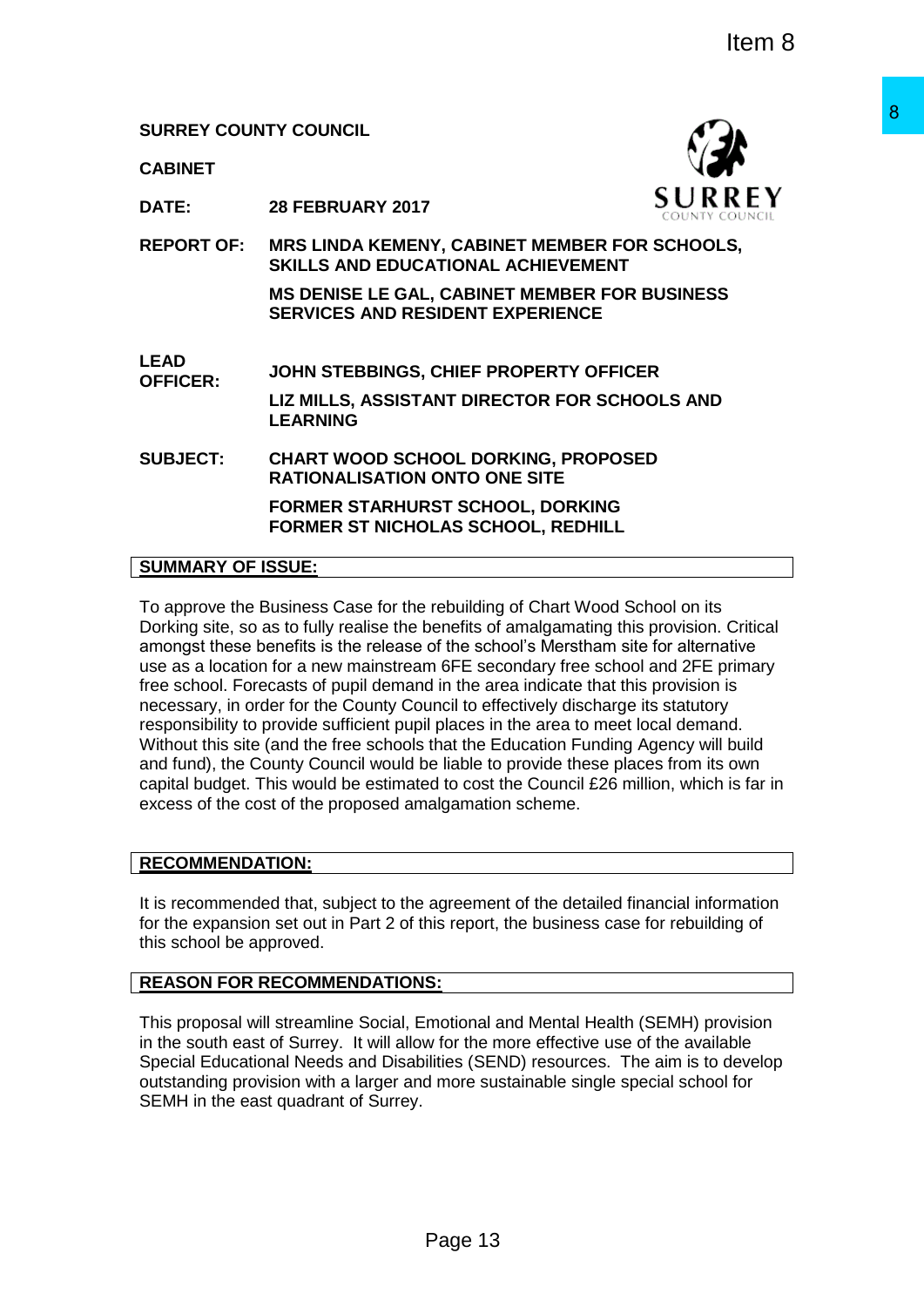Item 8

**SURREY COUNTY COUNCIL**

**CABINET**

**DATE:** **28 FEBRUARY 2017**

**REPORT OF:** **MRS LINDA KEMENY, CABINET MEMBER FOR SCHOOLS, SKILLS AND EDUCATIONAL ACHIEVEMENT**

**MS DENISE LE GAL, CABINET MEMBER FOR BUSINESS SERVICES AND RESIDENT EXPERIENCE**

**LEAD OFFICER:** **JOHN STEBBINGS, CHIEF PROPERTY OFFICER**

**LIZ MILLS, ASSISTANT DIRECTOR FOR SCHOOLS AND LEARNING**

**SUBJECT:** **CHART WOOD SCHOOL DORKING, PROPOSED RATIONALISATION ONTO ONE SITE**

**FORMER STARHURST SCHOOL, DORKING**
**FORMER ST NICHOLAS SCHOOL, REDHILL**

## SUMMARY OF ISSUE:

To approve the Business Case for the rebuilding of Chart Wood School on its Dorking site, so as to fully realise the benefits of amalgamating this provision. Critical amongst these benefits is the release of the school's Merstham site for alternative use as a location for a new mainstream 6FE secondary free school and 2FE primary free school. Forecasts of pupil demand in the area indicate that this provision is necessary, in order for the County Council to effectively discharge its statutory responsibility to provide sufficient pupil places in the area to meet local demand. Without this site (and the free schools that the Education Funding Agency will build and fund), the County Council would be liable to provide these places from its own capital budget. This would be estimated to cost the Council £26 million, which is far in excess of the cost of the proposed amalgamation scheme.

## RECOMMENDATION:

It is recommended that, subject to the agreement of the detailed financial information for the expansion set out in Part 2 of this report, the business case for rebuilding of this school be approved.

## REASON FOR RECOMMENDATIONS:

This proposal will streamline Social, Emotional and Mental Health (SEMH) provision in the south east of Surrey. It will allow for the more effective use of the available Special Educational Needs and Disabilities (SEND) resources. The aim is to develop outstanding provision with a larger and more sustainable single special school for SEMH in the east quadrant of Surrey.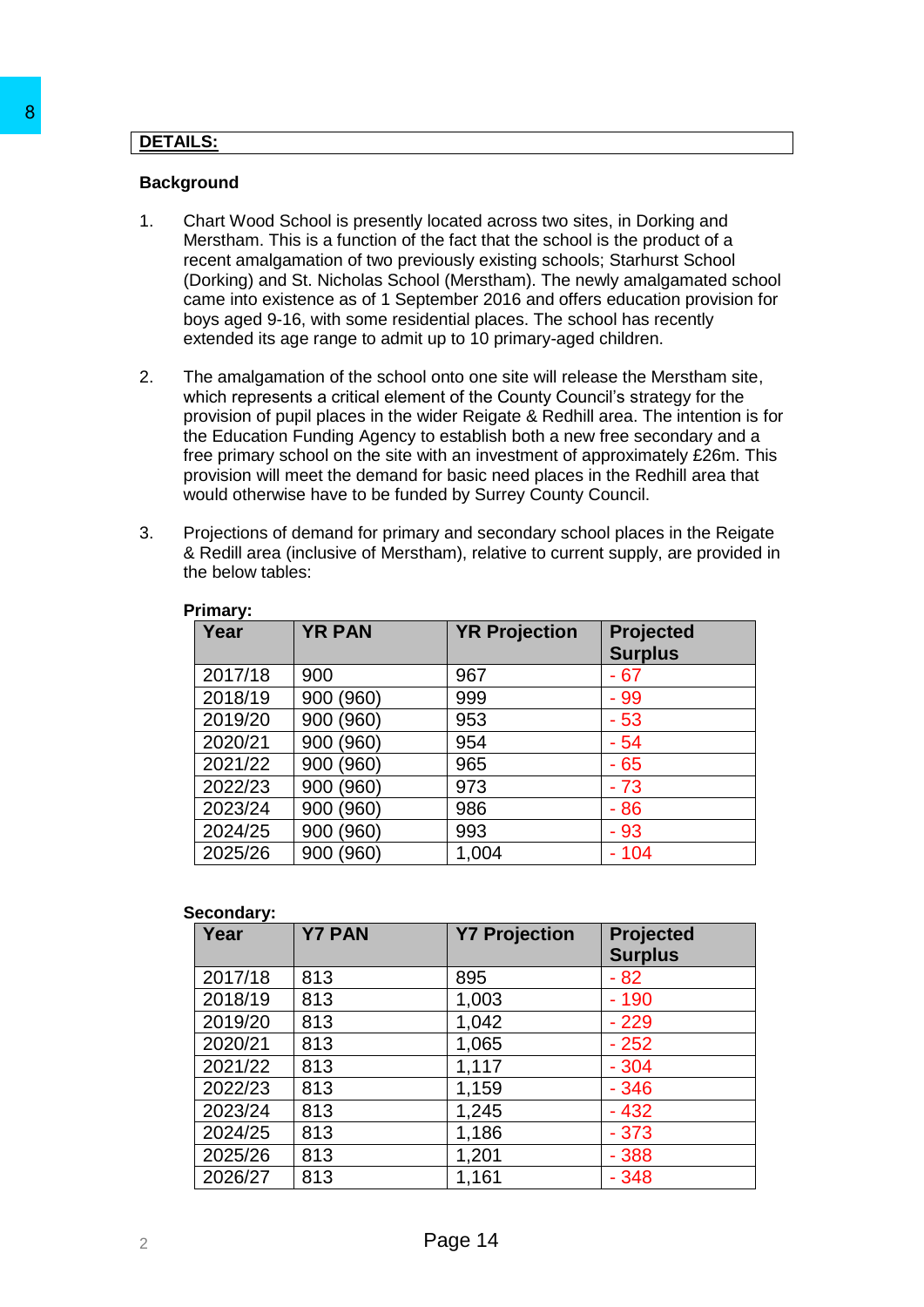## DETAILS:

### Background

1. Chart Wood School is presently located across two sites, in Dorking and Merstham. This is a function of the fact that the school is the product of a recent amalgamation of two previously existing schools; Starhurst School (Dorking) and St. Nicholas School (Merstham). The newly amalgamated school came into existence as of 1 September 2016 and offers education provision for boys aged 9-16, with some residential places. The school has recently extended its age range to admit up to 10 primary-aged children.

2. The amalgamation of the school onto one site will release the Merstham site, which represents a critical element of the County Council's strategy for the provision of pupil places in the wider Reigate & Redhill area. The intention is for the Education Funding Agency to establish both a new free secondary and a free primary school on the site with an investment of approximately £26m. This provision will meet the demand for basic need places in the Redhill area that would otherwise have to be funded by Surrey County Council.

3. Projections of demand for primary and secondary school places in the Reigate & Redill area (inclusive of Merstham), relative to current supply, are provided in the below tables:

**Primary:**

| Year | YR PAN | YR Projection | Projected Surplus |
|---|---|---|---|
| 2017/18 | 900 | 967 | - 67 |
| 2018/19 | 900 (960) | 999 | - 99 |
| 2019/20 | 900 (960) | 953 | - 53 |
| 2020/21 | 900 (960) | 954 | - 54 |
| 2021/22 | 900 (960) | 965 | - 65 |
| 2022/23 | 900 (960) | 973 | - 73 |
| 2023/24 | 900 (960) | 986 | - 86 |
| 2024/25 | 900 (960) | 993 | - 93 |
| 2025/26 | 900 (960) | 1,004 | - 104 |

**Secondary:**

| Year | Y7 PAN | Y7 Projection | Projected Surplus |
|---|---|---|---|
| 2017/18 | 813 | 895 | - 82 |
| 2018/19 | 813 | 1,003 | - 190 |
| 2019/20 | 813 | 1,042 | - 229 |
| 2020/21 | 813 | 1,065 | - 252 |
| 2021/22 | 813 | 1,117 | - 304 |
| 2022/23 | 813 | 1,159 | - 346 |
| 2023/24 | 813 | 1,245 | - 432 |
| 2024/25 | 813 | 1,186 | - 373 |
| 2025/26 | 813 | 1,201 | - 388 |
| 2026/27 | 813 | 1,161 | - 348 |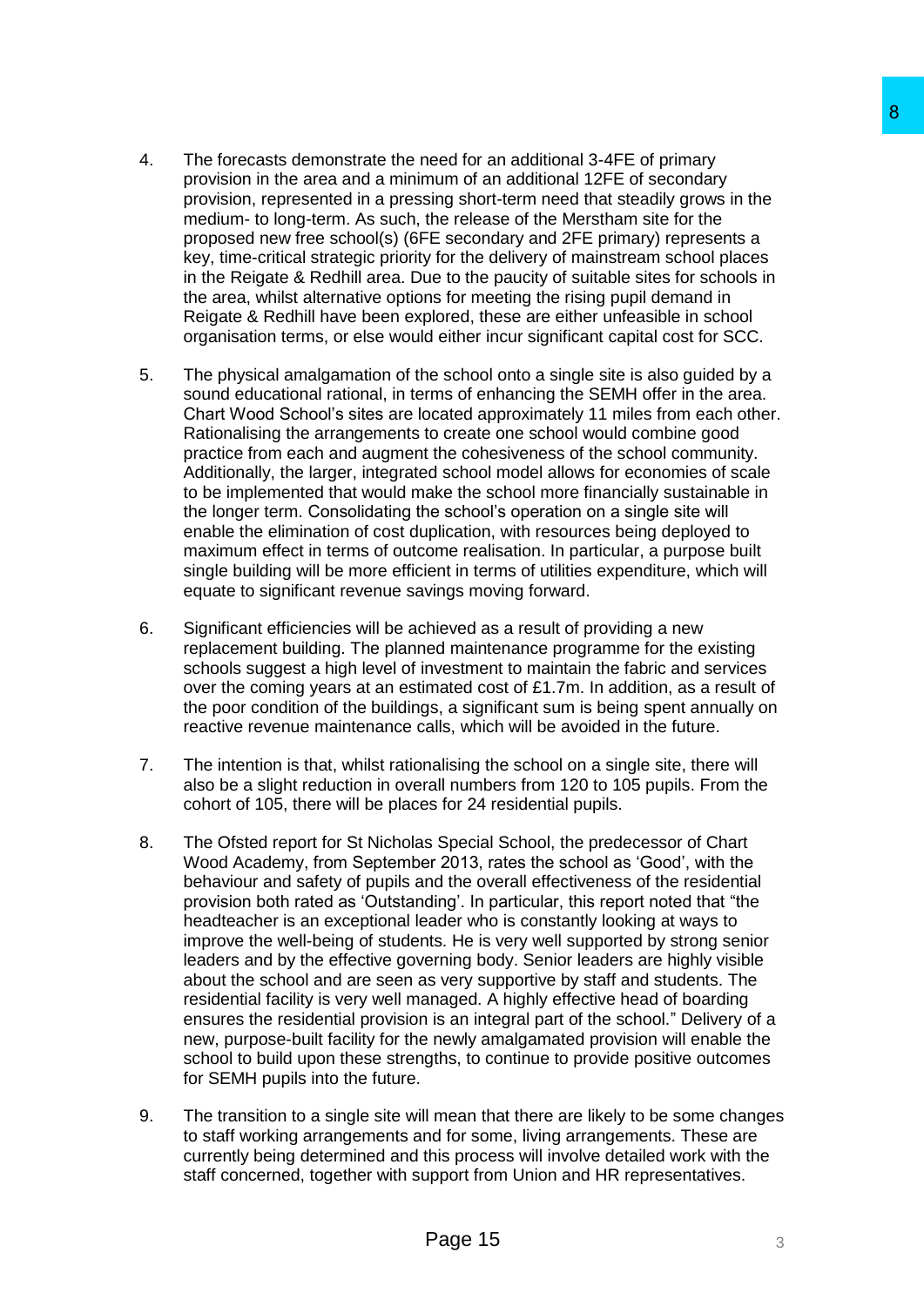4. The forecasts demonstrate the need for an additional 3-4FE of primary provision in the area and a minimum of an additional 12FE of secondary provision, represented in a pressing short-term need that steadily grows in the medium- to long-term. As such, the release of the Merstham site for the proposed new free school(s) (6FE secondary and 2FE primary) represents a key, time-critical strategic priority for the delivery of mainstream school places in the Reigate & Redhill area. Due to the paucity of suitable sites for schools in the area, whilst alternative options for meeting the rising pupil demand in Reigate & Redhill have been explored, these are either unfeasible in school organisation terms, or else would either incur significant capital cost for SCC.

5. The physical amalgamation of the school onto a single site is also guided by a sound educational rational, in terms of enhancing the SEMH offer in the area. Chart Wood School's sites are located approximately 11 miles from each other. Rationalising the arrangements to create one school would combine good practice from each and augment the cohesiveness of the school community. Additionally, the larger, integrated school model allows for economies of scale to be implemented that would make the school more financially sustainable in the longer term. Consolidating the school's operation on a single site will enable the elimination of cost duplication, with resources being deployed to maximum effect in terms of outcome realisation. In particular, a purpose built single building will be more efficient in terms of utilities expenditure, which will equate to significant revenue savings moving forward.

6. Significant efficiencies will be achieved as a result of providing a new replacement building. The planned maintenance programme for the existing schools suggest a high level of investment to maintain the fabric and services over the coming years at an estimated cost of £1.7m. In addition, as a result of the poor condition of the buildings, a significant sum is being spent annually on reactive revenue maintenance calls, which will be avoided in the future.

7. The intention is that, whilst rationalising the school on a single site, there will also be a slight reduction in overall numbers from 120 to 105 pupils. From the cohort of 105, there will be places for 24 residential pupils.

8. The Ofsted report for St Nicholas Special School, the predecessor of Chart Wood Academy, from September 2013, rates the school as 'Good', with the behaviour and safety of pupils and the overall effectiveness of the residential provision both rated as 'Outstanding'. In particular, this report noted that "the headteacher is an exceptional leader who is constantly looking at ways to improve the well-being of students. He is very well supported by strong senior leaders and by the effective governing body. Senior leaders are highly visible about the school and are seen as very supportive by staff and students. The residential facility is very well managed. A highly effective head of boarding ensures the residential provision is an integral part of the school." Delivery of a new, purpose-built facility for the newly amalgamated provision will enable the school to build upon these strengths, to continue to provide positive outcomes for SEMH pupils into the future.

9. The transition to a single site will mean that there are likely to be some changes to staff working arrangements and for some, living arrangements. These are currently being determined and this process will involve detailed work with the staff concerned, together with support from Union and HR representatives.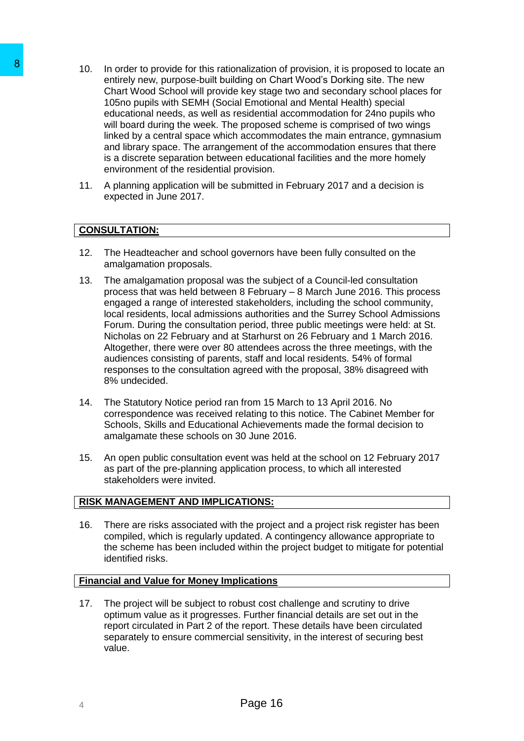10. In order to provide for this rationalization of provision, it is proposed to locate an entirely new, purpose-built building on Chart Wood's Dorking site. The new Chart Wood School will provide key stage two and secondary school places for 105no pupils with SEMH (Social Emotional and Mental Health) special educational needs, as well as residential accommodation for 24no pupils who will board during the week. The proposed scheme is comprised of two wings linked by a central space which accommodates the main entrance, gymnasium and library space. The arrangement of the accommodation ensures that there is a discrete separation between educational facilities and the more homely environment of the residential provision.

11. A planning application will be submitted in February 2017 and a decision is expected in June 2017.

## CONSULTATION:

12. The Headteacher and school governors have been fully consulted on the amalgamation proposals.

13. The amalgamation proposal was the subject of a Council-led consultation process that was held between 8 February – 8 March June 2016. This process engaged a range of interested stakeholders, including the school community, local residents, local admissions authorities and the Surrey School Admissions Forum. During the consultation period, three public meetings were held: at St. Nicholas on 22 February and at Starhurst on 26 February and 1 March 2016. Altogether, there were over 80 attendees across the three meetings, with the audiences consisting of parents, staff and local residents. 54% of formal responses to the consultation agreed with the proposal, 38% disagreed with 8% undecided.

14. The Statutory Notice period ran from 15 March to 13 April 2016. No correspondence was received relating to this notice. The Cabinet Member for Schools, Skills and Educational Achievements made the formal decision to amalgamate these schools on 30 June 2016.

15. An open public consultation event was held at the school on 12 February 2017 as part of the pre-planning application process, to which all interested stakeholders were invited.

## RISK MANAGEMENT AND IMPLICATIONS:

16. There are risks associated with the project and a project risk register has been compiled, which is regularly updated. A contingency allowance appropriate to the scheme has been included within the project budget to mitigate for potential identified risks.

## Financial and Value for Money Implications

17. The project will be subject to robust cost challenge and scrutiny to drive optimum value as it progresses. Further financial details are set out in the report circulated in Part 2 of the report. These details have been circulated separately to ensure commercial sensitivity, in the interest of securing best value.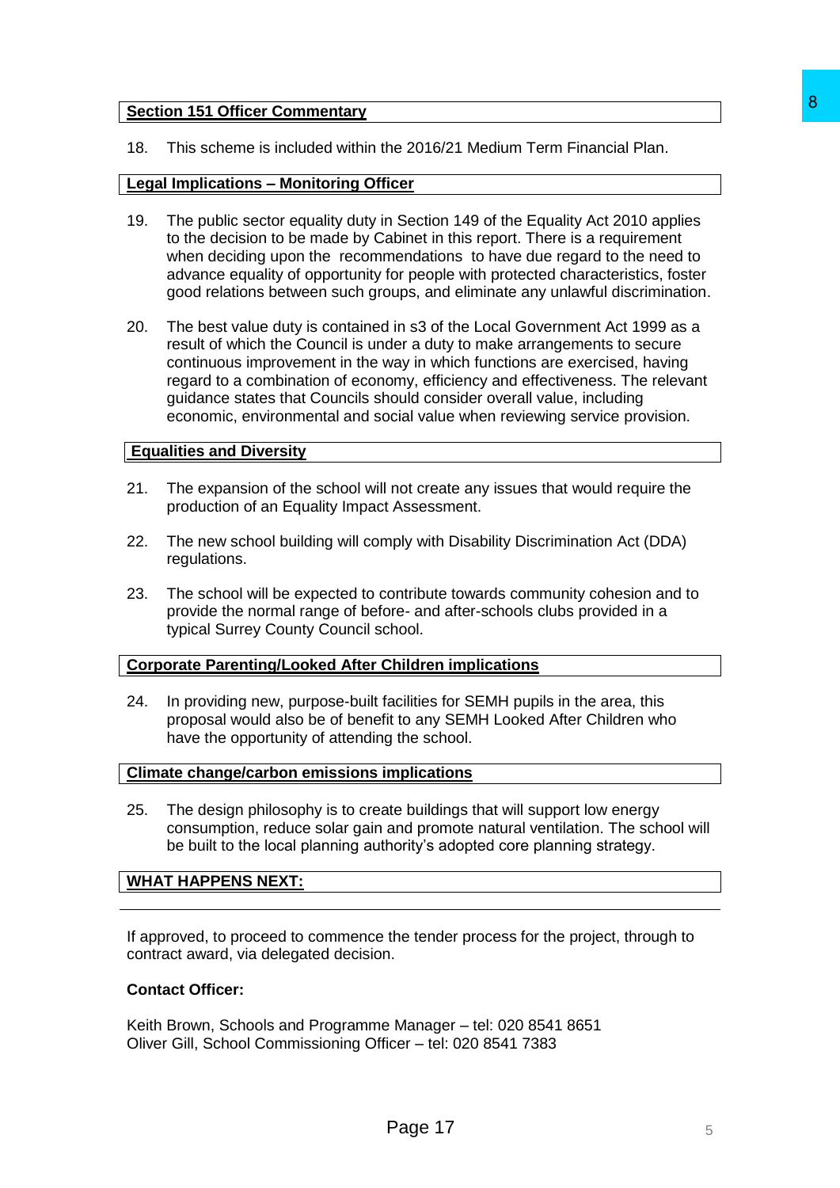**Section 151 Officer Commentary**

18. This scheme is included within the 2016/21 Medium Term Financial Plan.

**Legal Implications – Monitoring Officer**

19. The public sector equality duty in Section 149 of the Equality Act 2010 applies to the decision to be made by Cabinet in this report. There is a requirement when deciding upon the recommendations to have due regard to the need to advance equality of opportunity for people with protected characteristics, foster good relations between such groups, and eliminate any unlawful discrimination.

20. The best value duty is contained in s3 of the Local Government Act 1999 as a result of which the Council is under a duty to make arrangements to secure continuous improvement in the way in which functions are exercised, having regard to a combination of economy, efficiency and effectiveness. The relevant guidance states that Councils should consider overall value, including economic, environmental and social value when reviewing service provision.

**Equalities and Diversity**

21. The expansion of the school will not create any issues that would require the production of an Equality Impact Assessment.

22. The new school building will comply with Disability Discrimination Act (DDA) regulations.

23. The school will be expected to contribute towards community cohesion and to provide the normal range of before- and after-schools clubs provided in a typical Surrey County Council school.

**Corporate Parenting/Looked After Children implications**

24. In providing new, purpose-built facilities for SEMH pupils in the area, this proposal would also be of benefit to any SEMH Looked After Children who have the opportunity of attending the school.

**Climate change/carbon emissions implications**

25. The design philosophy is to create buildings that will support low energy consumption, reduce solar gain and promote natural ventilation. The school will be built to the local planning authority's adopted core planning strategy.

**WHAT HAPPENS NEXT:**

If approved, to proceed to commence the tender process for the project, through to contract award, via delegated decision.

**Contact Officer:**

Keith Brown, Schools and Programme Manager – tel: 020 8541 8651
Oliver Gill, School Commissioning Officer – tel: 020 8541 7383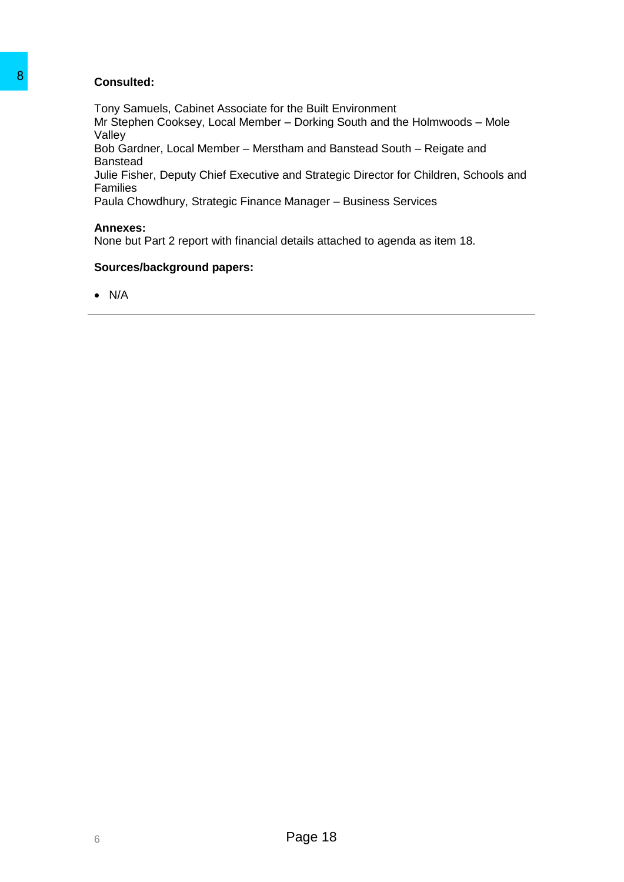**Consulted:**

Tony Samuels, Cabinet Associate for the Built Environment
Mr Stephen Cooksey, Local Member – Dorking South and the Holmwoods – Mole Valley
Bob Gardner, Local Member – Merstham and Banstead South – Reigate and Banstead
Julie Fisher, Deputy Chief Executive and Strategic Director for Children, Schools and Families
Paula Chowdhury, Strategic Finance Manager – Business Services

**Annexes:**
None but Part 2 report with financial details attached to agenda as item 18.

**Sources/background papers:**

- N/A